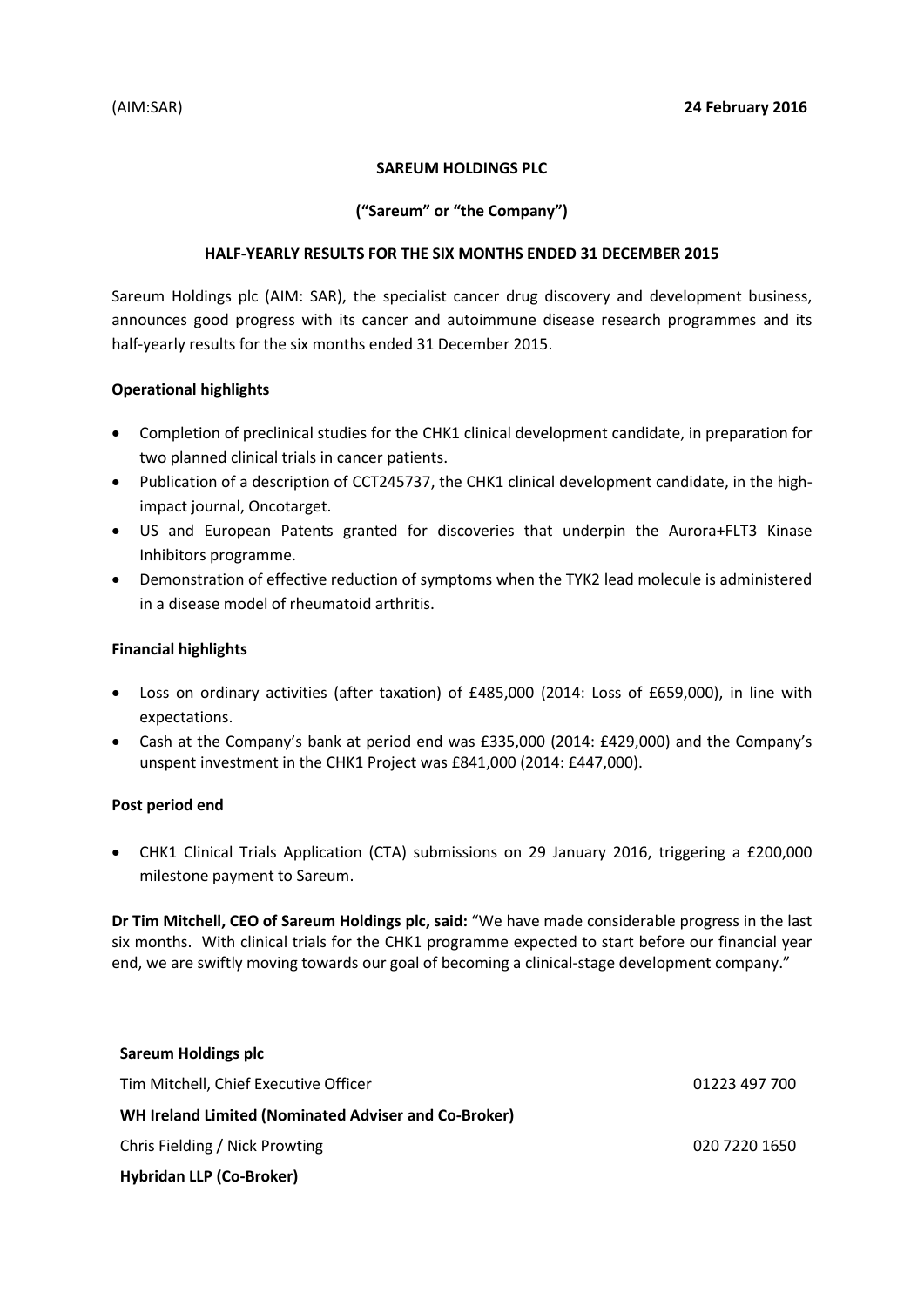(AIM:SAR) **24 February 2016**

**SAREUM HOLDINGS PLC**

**("Sareum" or "the Company")**

**HALF-YEARLY RESULTS FOR THE SIX MONTHS ENDED 31 DECEMBER 2015**

Sareum Holdings plc (AIM: SAR), the specialist cancer drug discovery and development business, announces good progress with its cancer and autoimmune disease research programmes and its half-yearly results for the six months ended 31 December 2015.

**Operational highlights**

- Completion of preclinical studies for the CHK1 clinical development candidate, in preparation for two planned clinical trials in cancer patients.
- Publication of a description of CCT245737, the CHK1 clinical development candidate, in the high-impact journal, Oncotarget.
- US and European Patents granted for discoveries that underpin the Aurora+FLT3 Kinase Inhibitors programme.
- Demonstration of effective reduction of symptoms when the TYK2 lead molecule is administered in a disease model of rheumatoid arthritis.

**Financial highlights**

- Loss on ordinary activities (after taxation) of £485,000 (2014: Loss of £659,000), in line with expectations.
- Cash at the Company's bank at period end was £335,000 (2014: £429,000) and the Company's unspent investment in the CHK1 Project was £841,000 (2014: £447,000).

**Post period end**

- CHK1 Clinical Trials Application (CTA) submissions on 29 January 2016, triggering a £200,000 milestone payment to Sareum.

**Dr Tim Mitchell, CEO of Sareum Holdings plc, said:** "We have made considerable progress in the last six months. With clinical trials for the CHK1 programme expected to start before our financial year end, we are swiftly moving towards our goal of becoming a clinical-stage development company."

**Sareum Holdings plc**

Tim Mitchell, Chief Executive Officer 01223 497 700

**WH Ireland Limited (Nominated Adviser and Co-Broker)**

Chris Fielding / Nick Prowting 020 7220 1650

**Hybridan LLP (Co-Broker)**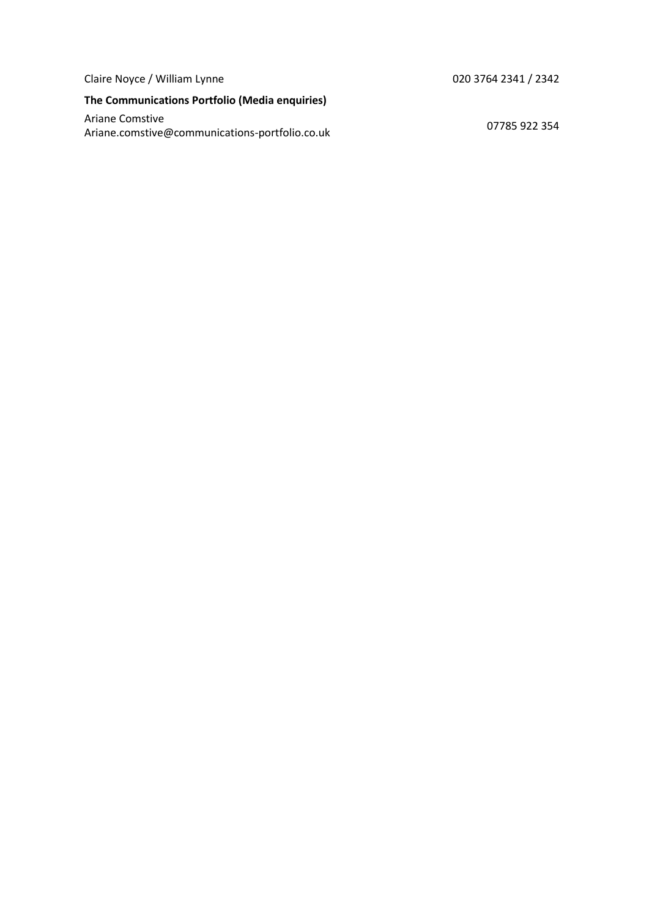| | |
|---|---|
| Claire Noyce / William Lynne | 020 3764 2341 / 2342 |
| **The Communications Portfolio (Media enquiries)** | |
| Ariane Comstive<br>Ariane.comstive@communications-portfolio.co.uk | 07785 922 354 |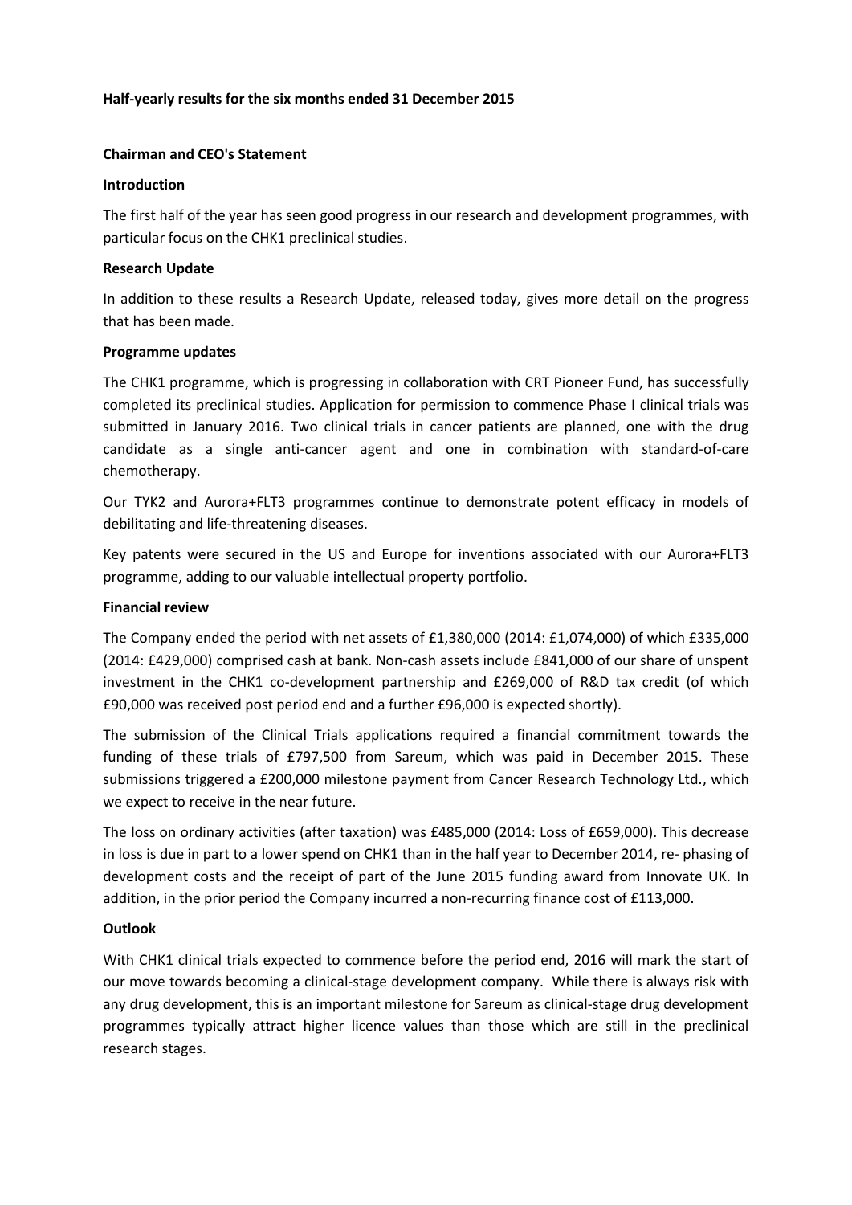**Half-yearly results for the six months ended 31 December 2015**

**Chairman and CEO's Statement**

**Introduction**

The first half of the year has seen good progress in our research and development programmes, with particular focus on the CHK1 preclinical studies.

**Research Update**

In addition to these results a Research Update, released today, gives more detail on the progress that has been made.

**Programme updates**

The CHK1 programme, which is progressing in collaboration with CRT Pioneer Fund, has successfully completed its preclinical studies. Application for permission to commence Phase I clinical trials was submitted in January 2016. Two clinical trials in cancer patients are planned, one with the drug candidate as a single anti-cancer agent and one in combination with standard-of-care chemotherapy.

Our TYK2 and Aurora+FLT3 programmes continue to demonstrate potent efficacy in models of debilitating and life-threatening diseases.

Key patents were secured in the US and Europe for inventions associated with our Aurora+FLT3 programme, adding to our valuable intellectual property portfolio.

**Financial review**

The Company ended the period with net assets of £1,380,000 (2014: £1,074,000) of which £335,000 (2014: £429,000) comprised cash at bank. Non-cash assets include £841,000 of our share of unspent investment in the CHK1 co-development partnership and £269,000 of R&D tax credit (of which £90,000 was received post period end and a further £96,000 is expected shortly).

The submission of the Clinical Trials applications required a financial commitment towards the funding of these trials of £797,500 from Sareum, which was paid in December 2015. These submissions triggered a £200,000 milestone payment from Cancer Research Technology Ltd., which we expect to receive in the near future.

The loss on ordinary activities (after taxation) was £485,000 (2014: Loss of £659,000). This decrease in loss is due in part to a lower spend on CHK1 than in the half year to December 2014, re- phasing of development costs and the receipt of part of the June 2015 funding award from Innovate UK. In addition, in the prior period the Company incurred a non-recurring finance cost of £113,000.

**Outlook**

With CHK1 clinical trials expected to commence before the period end, 2016 will mark the start of our move towards becoming a clinical-stage development company. While there is always risk with any drug development, this is an important milestone for Sareum as clinical-stage drug development programmes typically attract higher licence values than those which are still in the preclinical research stages.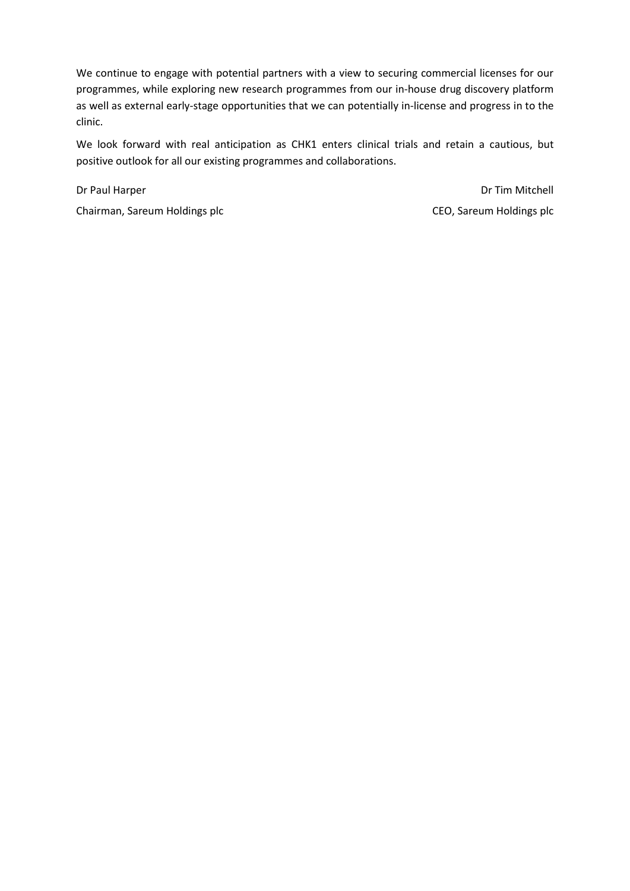We continue to engage with potential partners with a view to securing commercial licenses for our programmes, while exploring new research programmes from our in-house drug discovery platform as well as external early-stage opportunities that we can potentially in-license and progress in to the clinic.

We look forward with real anticipation as CHK1 enters clinical trials and retain a cautious, but positive outlook for all our existing programmes and collaborations.

| Dr Paul Harper | Dr Tim Mitchell |
|---|---|
| Chairman, Sareum Holdings plc | CEO, Sareum Holdings plc |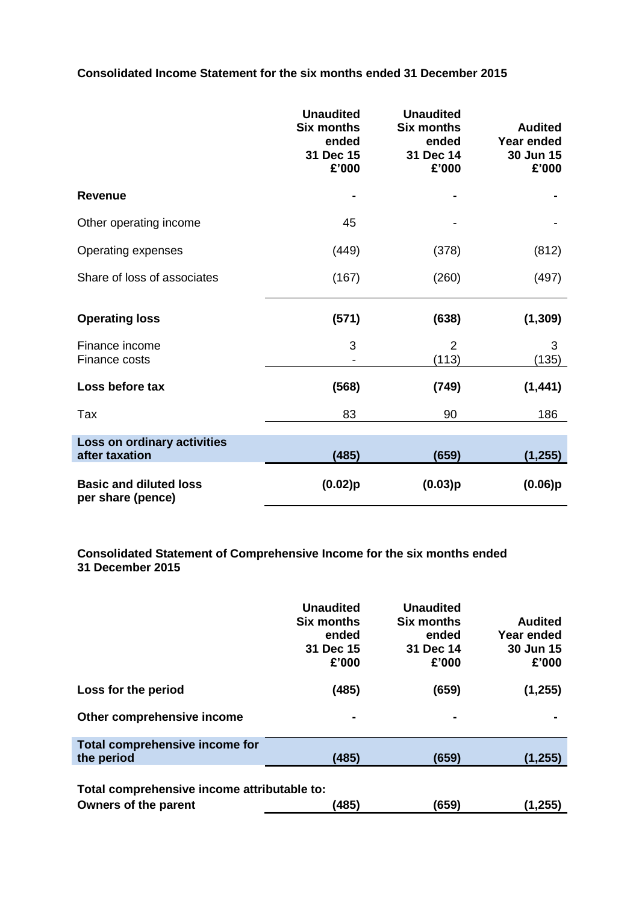**Consolidated Income Statement for the six months ended 31 December 2015**

| | Unaudited Six months ended 31 Dec 15 £'000 | Unaudited Six months ended 31 Dec 14 £'000 | Audited Year ended 30 Jun 15 £'000 |
|---|---|---|---|
| **Revenue** | **-** | **-** | **-** |
| Other operating income | 45 | - | - |
| Operating expenses | (449) | (378) | (812) |
| Share of loss of associates | (167) | (260) | (497) |
| **Operating loss** | **(571)** | **(638)** | **(1,309)** |
| Finance income | 3 | 2 | 3 |
| Finance costs | - | (113) | (135) |
| **Loss before tax** | **(568)** | **(749)** | **(1,441)** |
| Tax | 83 | 90 | 186 |
| **Loss on ordinary activities after taxation** | **(485)** | **(659)** | **(1,255)** |
| **Basic and diluted loss per share (pence)** | **(0.02)p** | **(0.03)p** | **(0.06)p** |

**Consolidated Statement of Comprehensive Income for the six months ended 31 December 2015**

| | Unaudited Six months ended 31 Dec 15 £'000 | Unaudited Six months ended 31 Dec 14 £'000 | Audited Year ended 30 Jun 15 £'000 |
|---|---|---|---|
| **Loss for the period** | **(485)** | **(659)** | **(1,255)** |
| **Other comprehensive income** | **-** | **-** | **-** |
| **Total comprehensive income for the period** | **(485)** | **(659)** | **(1,255)** |
| **Total comprehensive income attributable to:** | | | |
| **Owners of the parent** | **(485)** | **(659)** | **(1,255)** |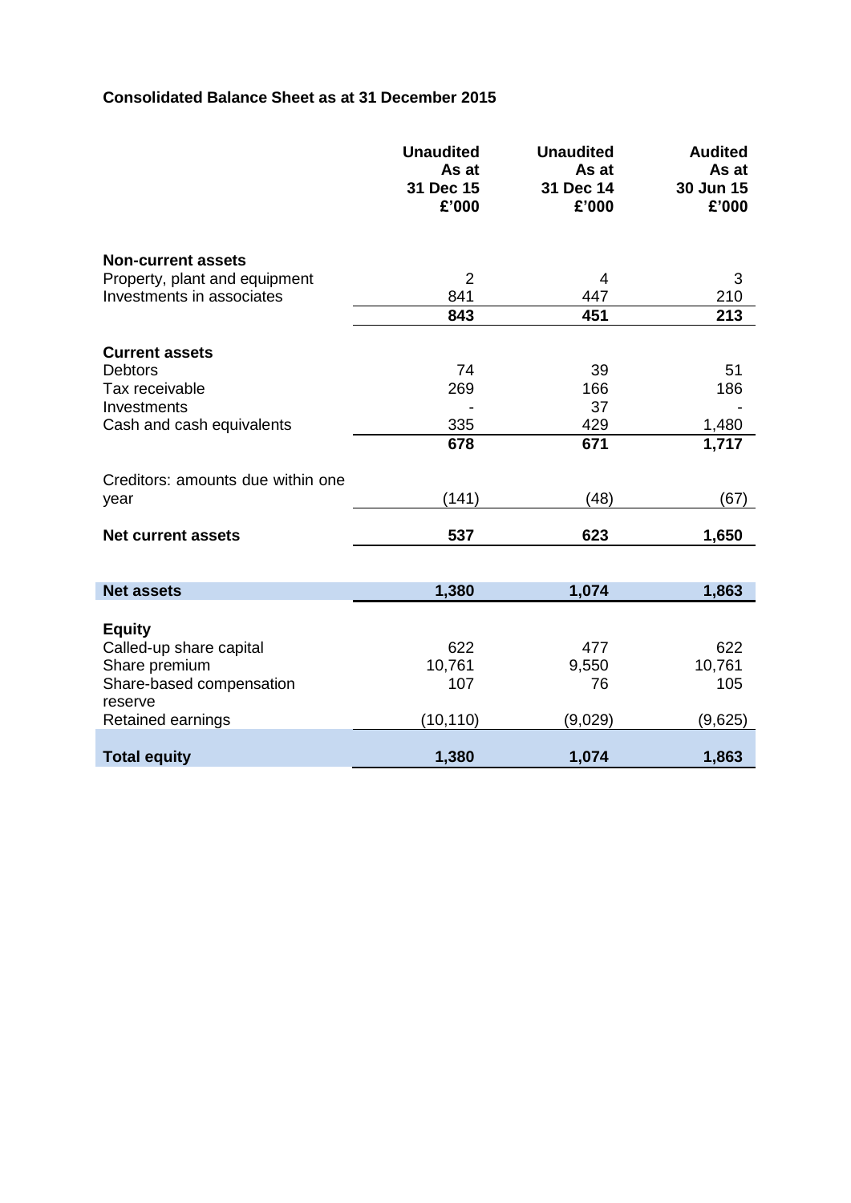**Consolidated Balance Sheet as at 31 December 2015**

| | Unaudited As at 31 Dec 15 £'000 | Unaudited As at 31 Dec 14 £'000 | Audited As at 30 Jun 15 £'000 |
|---|---|---|---|
| **Non-current assets** | | | |
| Property, plant and equipment | 2 | 4 | 3 |
| Investments in associates | 841 | 447 | 210 |
| | **843** | **451** | **213** |
| **Current assets** | | | |
| Debtors | 74 | 39 | 51 |
| Tax receivable | 269 | 166 | 186 |
| Investments | - | 37 | - |
| Cash and cash equivalents | 335 | 429 | 1,480 |
| | **678** | **671** | **1,717** |
| Creditors: amounts due within one year | (141) | (48) | (67) |
| **Net current assets** | **537** | **623** | **1,650** |
| **Net assets** | **1,380** | **1,074** | **1,863** |
| **Equity** | | | |
| Called-up share capital | 622 | 477 | 622 |
| Share premium | 10,761 | 9,550 | 10,761 |
| Share-based compensation reserve | 107 | 76 | 105 |
| Retained earnings | (10,110) | (9,029) | (9,625) |
| **Total equity** | **1,380** | **1,074** | **1,863** |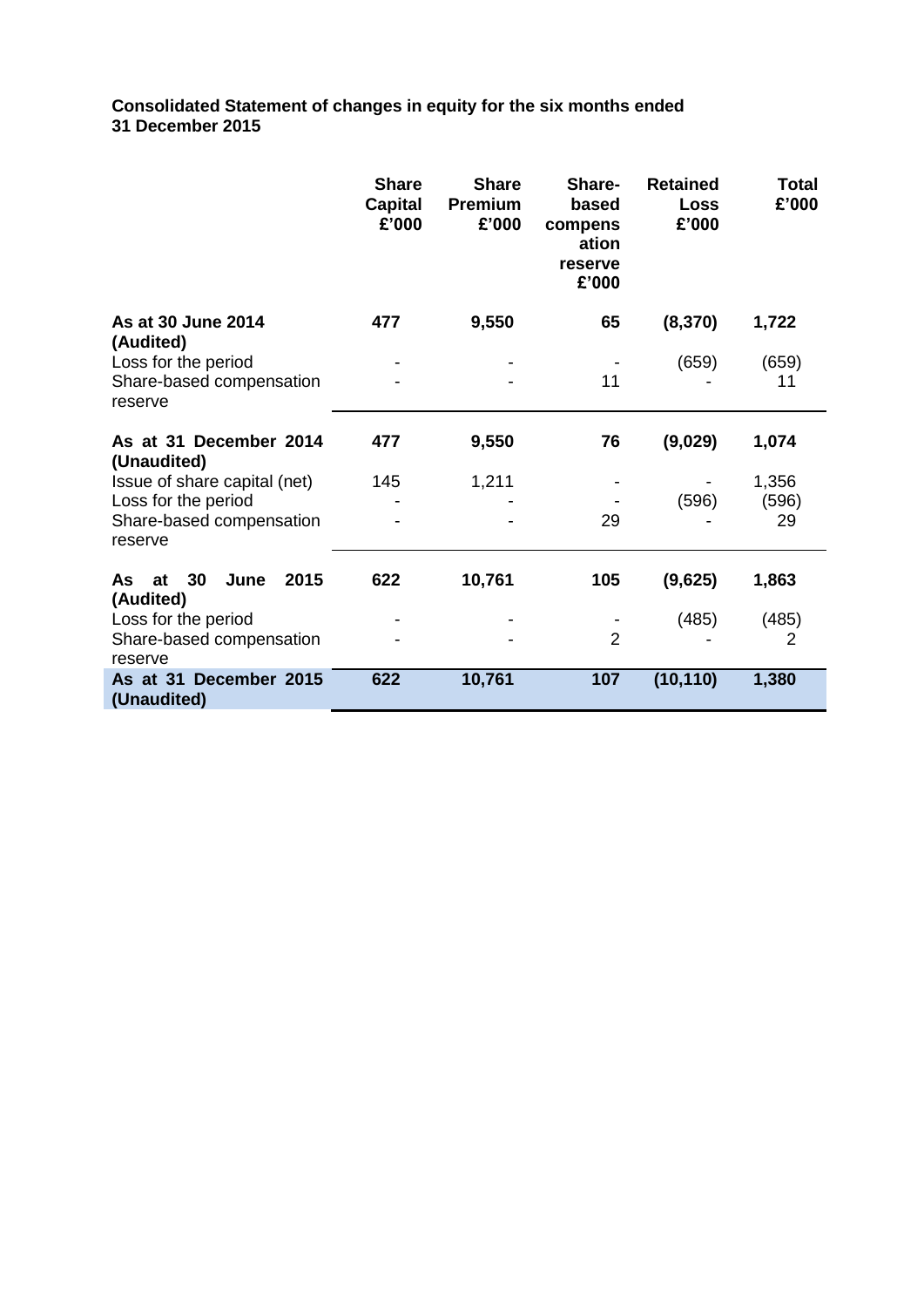**Consolidated Statement of changes in equity for the six months ended 31 December 2015**

| | Share Capital £'000 | Share Premium £'000 | Share-based compensation reserve £'000 | Retained Loss £'000 | Total £'000 |
|---|---|---|---|---|---|
| **As at 30 June 2014 (Audited)** | **477** | **9,550** | **65** | **(8,370)** | **1,722** |
| Loss for the period | - | - | - | (659) | (659) |
| Share-based compensation reserve | - | - | 11 | - | 11 |
| **As at 31 December 2014 (Unaudited)** | **477** | **9,550** | **76** | **(9,029)** | **1,074** |
| Issue of share capital (net) | 145 | 1,211 | - | - | 1,356 |
| Loss for the period | - | - | - | (596) | (596) |
| Share-based compensation reserve | - | - | 29 | - | 29 |
| **As at 30 June 2015 (Audited)** | **622** | **10,761** | **105** | **(9,625)** | **1,863** |
| Loss for the period | - | - | - | (485) | (485) |
| Share-based compensation reserve | - | - | 2 | - | 2 |
| **As at 31 December 2015 (Unaudited)** | **622** | **10,761** | **107** | **(10,110)** | **1,380** |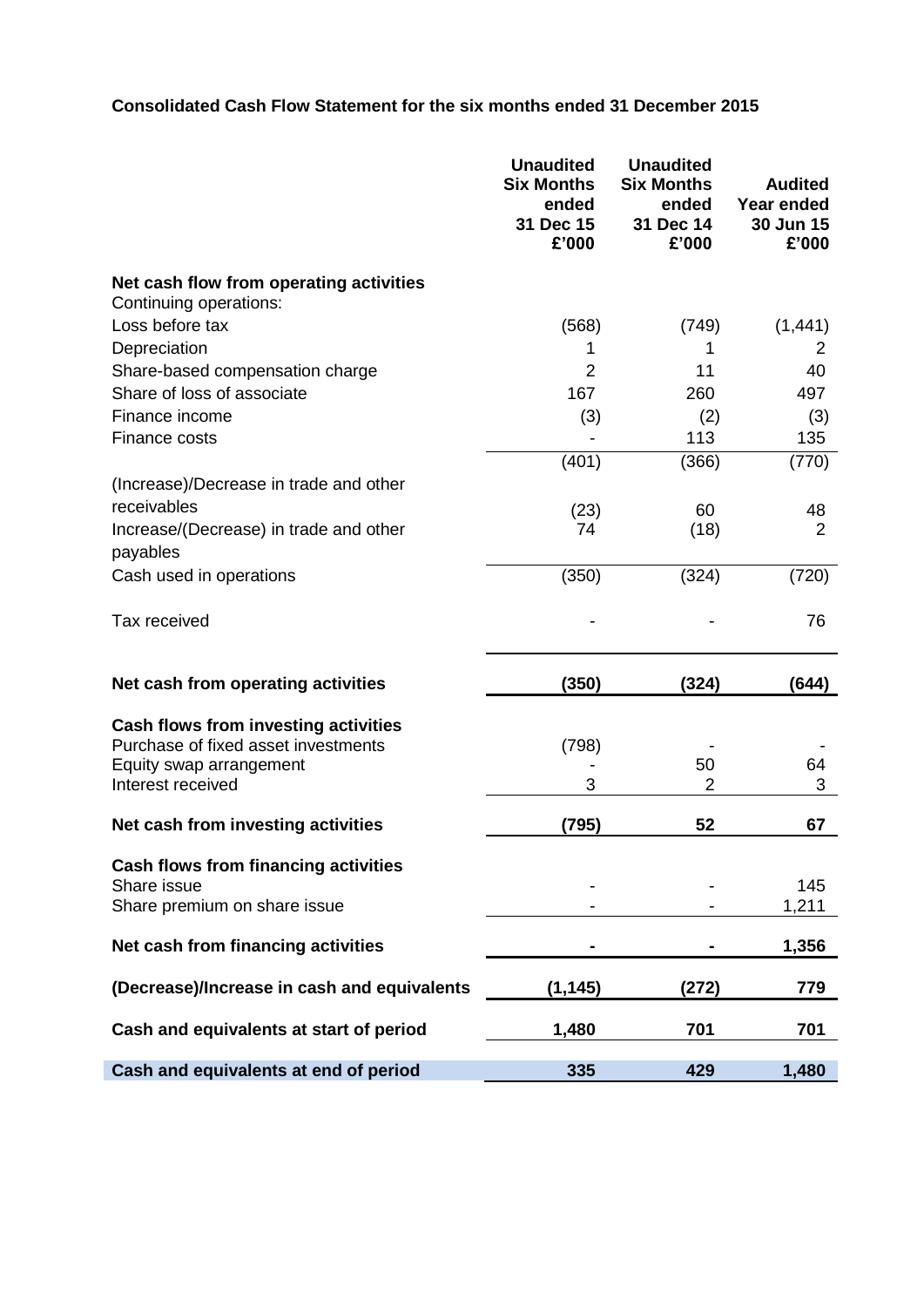**Consolidated Cash Flow Statement for the six months ended 31 December 2015**

| | Unaudited Six Months ended 31 Dec 15 £'000 | Unaudited Six Months ended 31 Dec 14 £'000 | Audited Year ended 30 Jun 15 £'000 |
|---|---|---|---|
| **Net cash flow from operating activities** | | | |
| Continuing operations: | | | |
| Loss before tax | (568) | (749) | (1,441) |
| Depreciation | 1 | 1 | 2 |
| Share-based compensation charge | 2 | 11 | 40 |
| Share of loss of associate | 167 | 260 | 497 |
| Finance income | (3) | (2) | (3) |
| Finance costs | - | 113 | 135 |
| | (401) | (366) | (770) |
| (Increase)/Decrease in trade and other receivables | (23) | 60 | 48 |
| Increase/(Decrease) in trade and other payables | 74 | (18) | 2 |
| Cash used in operations | (350) | (324) | (720) |
| Tax received | - | - | 76 |
| **Net cash from operating activities** | **(350)** | **(324)** | **(644)** |
| **Cash flows from investing activities** | | | |
| Purchase of fixed asset investments | (798) | - | - |
| Equity swap arrangement | - | 50 | 64 |
| Interest received | 3 | 2 | 3 |
| **Net cash from investing activities** | **(795)** | **52** | **67** |
| **Cash flows from financing activities** | | | |
| Share issue | - | - | 145 |
| Share premium on share issue | - | - | 1,211 |
| **Net cash from financing activities** | **-** | **-** | **1,356** |
| **(Decrease)/Increase in cash and equivalents** | **(1,145)** | **(272)** | **779** |
| **Cash and equivalents at start of period** | **1,480** | **701** | **701** |
| **Cash and equivalents at end of period** | **335** | **429** | **1,480** |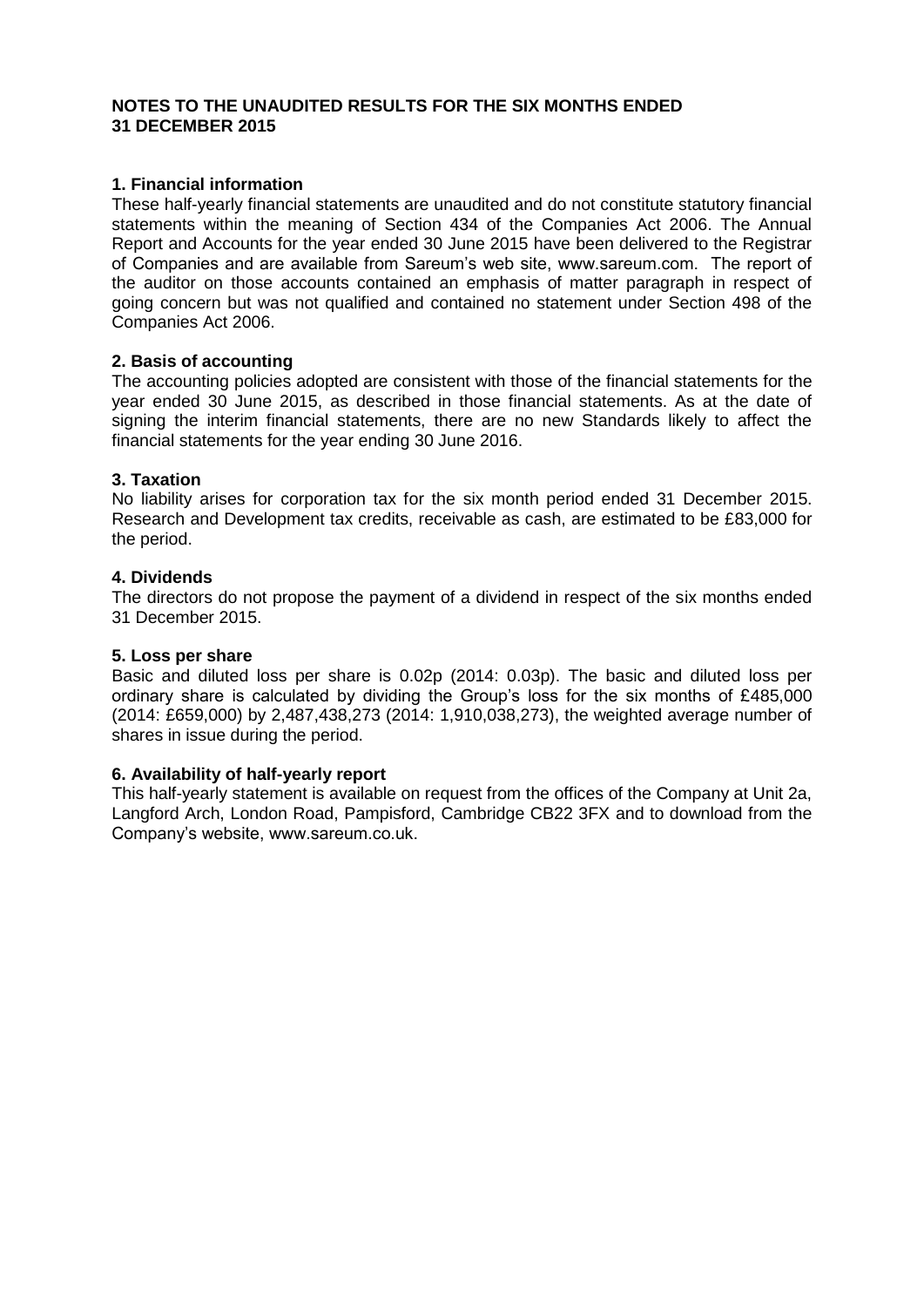**NOTES TO THE UNAUDITED RESULTS FOR THE SIX MONTHS ENDED 31 DECEMBER 2015**

**1. Financial information**

These half-yearly financial statements are unaudited and do not constitute statutory financial statements within the meaning of Section 434 of the Companies Act 2006. The Annual Report and Accounts for the year ended 30 June 2015 have been delivered to the Registrar of Companies and are available from Sareum's web site, www.sareum.com. The report of the auditor on those accounts contained an emphasis of matter paragraph in respect of going concern but was not qualified and contained no statement under Section 498 of the Companies Act 2006.

**2. Basis of accounting**

The accounting policies adopted are consistent with those of the financial statements for the year ended 30 June 2015, as described in those financial statements. As at the date of signing the interim financial statements, there are no new Standards likely to affect the financial statements for the year ending 30 June 2016.

**3. Taxation**

No liability arises for corporation tax for the six month period ended 31 December 2015. Research and Development tax credits, receivable as cash, are estimated to be £83,000 for the period.

**4. Dividends**

The directors do not propose the payment of a dividend in respect of the six months ended 31 December 2015.

**5. Loss per share**

Basic and diluted loss per share is 0.02p (2014: 0.03p). The basic and diluted loss per ordinary share is calculated by dividing the Group's loss for the six months of £485,000 (2014: £659,000) by 2,487,438,273 (2014: 1,910,038,273), the weighted average number of shares in issue during the period.

**6. Availability of half-yearly report**

This half-yearly statement is available on request from the offices of the Company at Unit 2a, Langford Arch, London Road, Pampisford, Cambridge CB22 3FX and to download from the Company's website, www.sareum.co.uk.